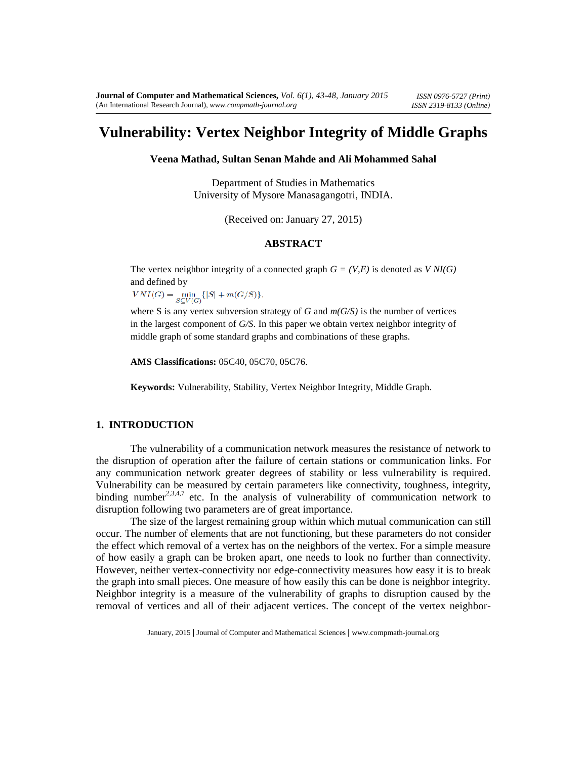# Vulnerability: Vertex Neighbor Integrity of Middle Graphs

**Veena Mathad, Sultan Senan Mahde and Ali Mohammed Sahal**

Department of Studies in Mathematics
University of Mysore Manasagangotri, INDIA.

(Received on: January 27, 2015)

## ABSTRACT

The vertex neighbor integrity of a connected graph $G = (V,E)$ is denoted as $VNI(G)$ and defined by

$VNI(G) = \min_{S \subseteq V(G)} \{|S| + m(G/S)\},$

where S is any vertex subversion strategy of $G$ and $m(G/S)$ is the number of vertices in the largest component of $G/S$. In this paper we obtain vertex neighbor integrity of middle graph of some standard graphs and combinations of these graphs.

**AMS Classifications:** 05C40, 05C70, 05C76.

**Keywords:** Vulnerability, Stability, Vertex Neighbor Integrity, Middle Graph.

## 1. INTRODUCTION

The vulnerability of a communication network measures the resistance of network to the disruption of operation after the failure of certain stations or communication links. For any communication network greater degrees of stability or less vulnerability is required. Vulnerability can be measured by certain parameters like connectivity, toughness, integrity, binding number[2,3,4,7] etc. In the analysis of vulnerability of communication network to disruption following two parameters are of great importance.

The size of the largest remaining group within which mutual communication can still occur. The number of elements that are not functioning, but these parameters do not consider the effect which removal of a vertex has on the neighbors of the vertex. For a simple measure of how easily a graph can be broken apart, one needs to look no further than connectivity. However, neither vertex-connectivity nor edge-connectivity measures how easy it is to break the graph into small pieces. One measure of how easily this can be done is neighbor integrity. Neighbor integrity is a measure of the vulnerability of graphs to disruption caused by the removal of vertices and all of their adjacent vertices. The concept of the vertex neighbor-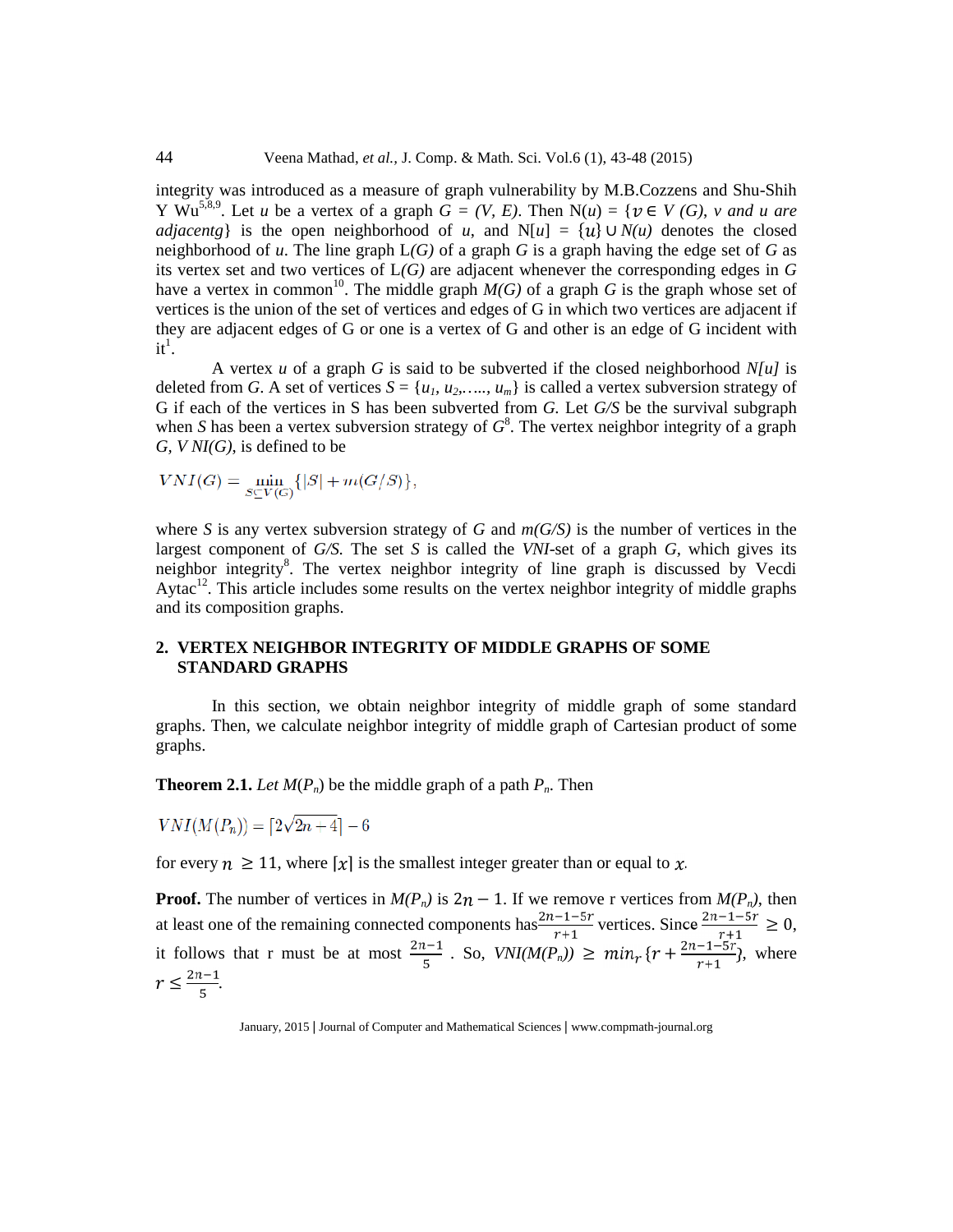integrity was introduced as a measure of graph vulnerability by M.B.Cozzens and Shu-Shih Y Wu[5,8,9]. Let $u$ be a vertex of a graph $G = (V, E)$. Then $N(u) = \{v \in V(G)$, *v and u are adjacentg*$\}$ is the open neighborhood of $u$, and $N[u] = \{u\} \cup N(u)$ denotes the closed neighborhood of $u$. The line graph $L(G)$ of a graph $G$ is a graph having the edge set of $G$ as its vertex set and two vertices of $L(G)$ are adjacent whenever the corresponding edges in $G$ have a vertex in common[10]. The middle graph $M(G)$ of a graph $G$ is the graph whose set of vertices is the union of the set of vertices and edges of G in which two vertices are adjacent if they are adjacent edges of G or one is a vertex of G and other is an edge of G incident with it[1].

A vertex $u$ of a graph $G$ is said to be subverted if the closed neighborhood $N[u]$ is deleted from $G$. A set of vertices $S = \{u_1, u_2, \ldots, u_m\}$ is called a vertex subversion strategy of G if each of the vertices in S has been subverted from $G$. Let $G/S$ be the survival subgraph when $S$ has been a vertex subversion strategy of $G$[8]. The vertex neighbor integrity of a graph $G$, $VNI(G)$, is defined to be

$$VNI(G) = \min_{S \subseteq V(G)} \{|S| + m(G/S)\},$$

where $S$ is any vertex subversion strategy of $G$ and $m(G/S)$ is the number of vertices in the largest component of $G/S$. The set $S$ is called the *VNI*-set of a graph $G$, which gives its neighbor integrity[8]. The vertex neighbor integrity of line graph is discussed by Vecdi Aytac[12]. This article includes some results on the vertex neighbor integrity of middle graphs and its composition graphs.

## 2. VERTEX NEIGHBOR INTEGRITY OF MIDDLE GRAPHS OF SOME STANDARD GRAPHS

In this section, we obtain neighbor integrity of middle graph of some standard graphs. Then, we calculate neighbor integrity of middle graph of Cartesian product of some graphs.

**Theorem 2.1.** *Let* $M(P_n)$ be the middle graph of a path $P_n$. Then

$$VNI(M(P_n)) = \lceil 2\sqrt{2n+4} \rceil - 6$$

for every $n \geq 11$, where $\lceil x \rceil$ is the smallest integer greater than or equal to $x$.

**Proof.** The number of vertices in $M(P_n)$ is $2n - 1$. If we remove r vertices from $M(P_n)$, then at least one of the remaining connected components has $\frac{2n-1-5r}{r+1}$ vertices. Since $\frac{2n-1-5r}{r+1} \geq 0$, it follows that r must be at most $\frac{2n-1}{5}$. So, $VNI(M(P_n)) \geq min_r\{r + \frac{2n-1-5r}{r+1}\}$, where $r \leq \frac{2n-1}{5}$.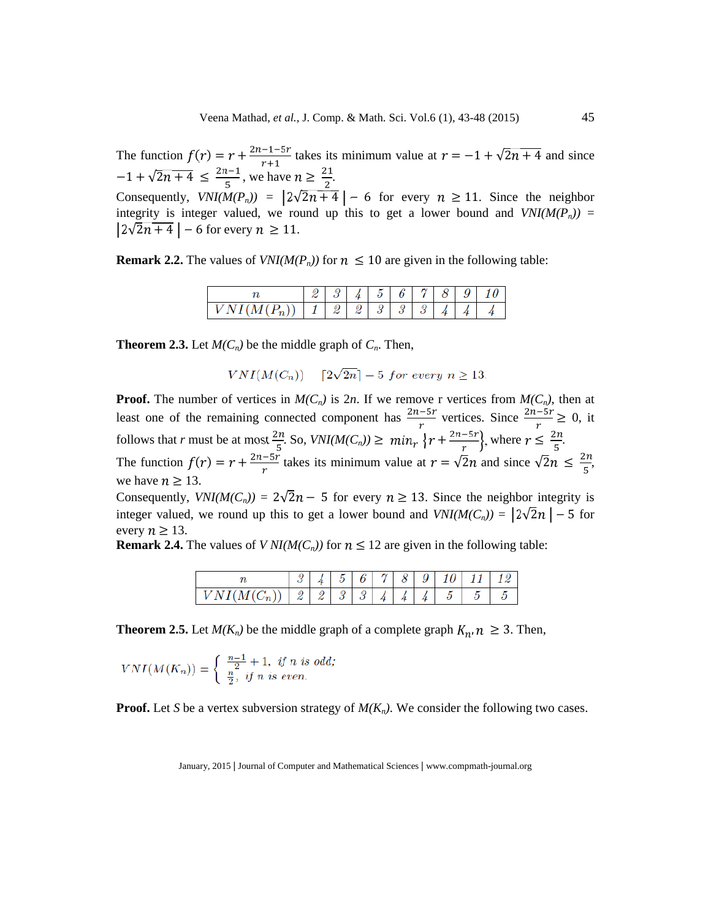The function $f(r) = r + \frac{2n-1-5r}{r+1}$ takes its minimum value at $r = -1 + \sqrt{2n+4}$ and since $-1 + \sqrt{2n+4} \leq \frac{2n-1}{5}$, we have $n \geq \frac{21}{2}$.

Consequently, *VNI(M(P$_n$))* = $\lfloor 2\sqrt{2n+4} \rfloor - 6$ for every $n \geq 11$. Since the neighbor integrity is integer valued, we round up this to get a lower bound and *VNI(M(P$_n$))* = $\lfloor 2\sqrt{2n+4} \rfloor - 6$ for every $n \geq 11$.

**Remark 2.2.** The values of *VNI(M(P$_n$))* for $n \leq 10$ are given in the following table:

| $n$ | 2 | 3 | 4 | 5 | 6 | 7 | 8 | 9 | 10 |
|---|---|---|---|---|---|---|---|---|---|
| $VNI(M(P_n))$ | 1 | 2 | 2 | 3 | 3 | 3 | 4 | 4 | 4 |

**Theorem 2.3.** Let *M(C$_n$)* be the middle graph of *C$_n$*. Then,

$$VNI(M(C_n)) \quad \lceil 2\sqrt{2n} \rceil - 5 \ \textit{for every}\ n \geq 13.$$

**Proof.** The number of vertices in *M(C$_n$)* is $2n$. If we remove r vertices from *M(C$_n$)*, then at least one of the remaining connected component has $\frac{2n-5r}{r}$ vertices. Since $\frac{2n-5r}{r} \geq 0$, it follows that *r* must be at most $\frac{2n}{5}$. So, *VNI(M(C$_n$))* $\geq \min_r \left\{ r + \frac{2n-5r}{r} \right\}$, where $r \leq \frac{2n}{5}$.

The function $f(r) = r + \frac{2n-5r}{r}$ takes its minimum value at $r = \sqrt{2n}$ and since $\sqrt{2n} \leq \frac{2n}{5}$, we have $n \geq 13$.

Consequently, *VNI(M(C$_n$))* = $2\sqrt{2n} - 5$ for every $n \geq 13$. Since the neighbor integrity is integer valued, we round up this to get a lower bound and *VNI(M(C$_n$))* = $\lfloor 2\sqrt{2n} \rfloor - 5$ for every $n \geq 13$.

**Remark 2.4.** The values of *V NI(M(C$_n$))* for $n \leq 12$ are given in the following table:

| $n$ | 3 | 4 | 5 | 6 | 7 | 8 | 9 | 10 | 11 | 12 |
|---|---|---|---|---|---|---|---|---|---|---|
| $VNI(M(C_n))$ | 2 | 2 | 3 | 3 | 4 | 4 | 4 | 5 | 5 | 5 |

**Theorem 2.5.** Let *M(K$_n$)* be the middle graph of a complete graph $K_n, n \geq 3$. Then,

$$VNI(M(K_n)) = \begin{cases} \frac{n-1}{2} + 1, & \textit{if } n \textit{ is odd;} \\ \frac{n}{2}, & \textit{if } n \textit{ is even.} \end{cases}$$

**Proof.** Let *S* be a vertex subversion strategy of *M(K$_n$)*. We consider the following two cases.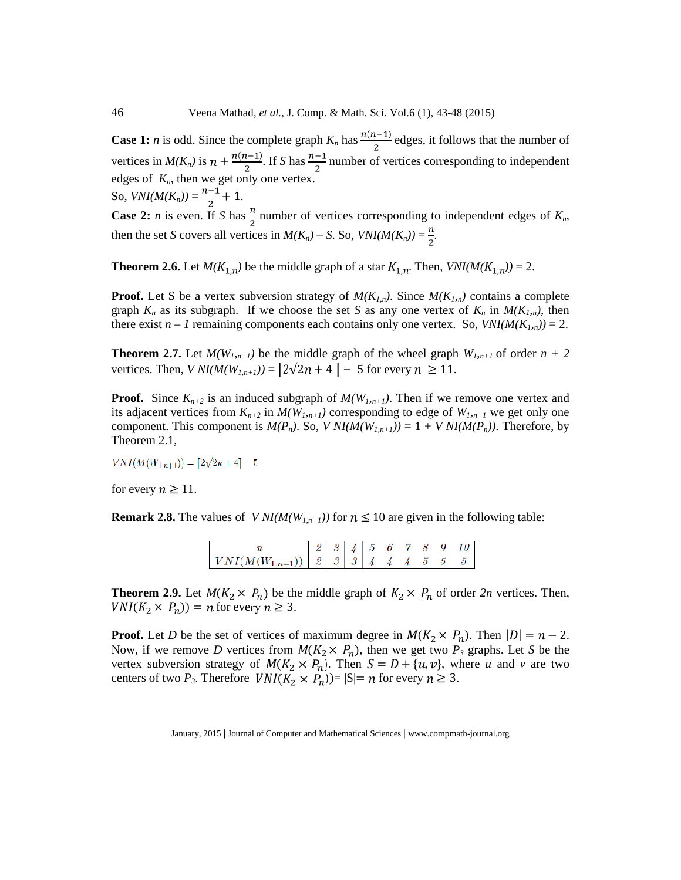**Case 1:** $n$ is odd. Since the complete graph $K_n$ has $\frac{n(n-1)}{2}$ edges, it follows that the number of vertices in $M(K_n)$ is $n + \frac{n(n-1)}{2}$. If $S$ has $\frac{n-1}{2}$ number of vertices corresponding to independent edges of $K_n$, then we get only one vertex.

So, $VNI(M(K_n)) = \frac{n-1}{2} + 1$.

**Case 2:** $n$ is even. If $S$ has $\frac{n}{2}$ number of vertices corresponding to independent edges of $K_n$, then the set $S$ covers all vertices in $M(K_n) - S$. So, $VNI(M(K_n)) = \frac{n}{2}$.

**Theorem 2.6.** Let $M(K_{1,n})$ be the middle graph of a star $K_{1,n}$. Then, $VNI(M(K_{1,n})) = 2$.

**Proof.** Let S be a vertex subversion strategy of $M(K_{1,n})$. Since $M(K_{1,n})$ contains a complete graph $K_n$ as its subgraph. If we choose the set $S$ as any one vertex of $K_n$ in $M(K_{1,n})$, then there exist $n - 1$ remaining components each contains only one vertex. So, $VNI(M(K_{1,n})) = 2$.

**Theorem 2.7.** Let $M(W_{1,n+1})$ be the middle graph of the wheel graph $W_{1,n+1}$ of order $n + 2$ vertices. Then, $VNI(M(W_{1,n+1})) = \lfloor 2\sqrt{2n+4} \rfloor - 5$ for every $n \geq 11$.

**Proof.** Since $K_{n+2}$ is an induced subgraph of $M(W_{1,n+1})$. Then if we remove one vertex and its adjacent vertices from $K_{n+2}$ in $M(W_{1,n+1})$ corresponding to edge of $W_{1,n+1}$ we get only one component. This component is $M(P_n)$. So, $VNI(M(W_{1,n+1})) = 1 + VNI(M(P_n))$. Therefore, by Theorem 2.1,

$$VNI(M(W_{1,n+1})) = \lceil 2\sqrt{2n+4} \rceil - 5$$

for every $n \geq 11$.

**Remark 2.8.** The values of $VNI(M(W_{1,n+1}))$ for $n \leq 10$ are given in the following table:

| $n$ | 2 | 3 | 4 | 5 | 6 | 7 | 8 | 9 | 10 |
|---|---|---|---|---|---|---|---|---|---|
| $VNI(M(W_{1,n+1}))$ | 2 | 3 | 3 | 4 | 4 | 4 | 5 | 5 | 5 |

**Theorem 2.9.** Let $M(K_2 \times P_n)$ be the middle graph of $K_2 \times P_n$ of order $2n$ vertices. Then, $VNI(K_2 \times P_n)) = n$ for every $n \geq 3$.

**Proof.** Let $D$ be the set of vertices of maximum degree in $M(K_2 \times P_n)$. Then $|D| = n - 2$. Now, if we remove $D$ vertices from $M(K_2 \times P_n)$, then we get two $P_3$ graphs. Let $S$ be the vertex subversion strategy of $M(K_2 \times P_n)$. Then $S = D + \{u, v\}$, where $u$ and $v$ are two centers of two $P_3$. Therefore $VNI(K_2 \times P_n)) = |S| = n$ for every $n \geq 3$.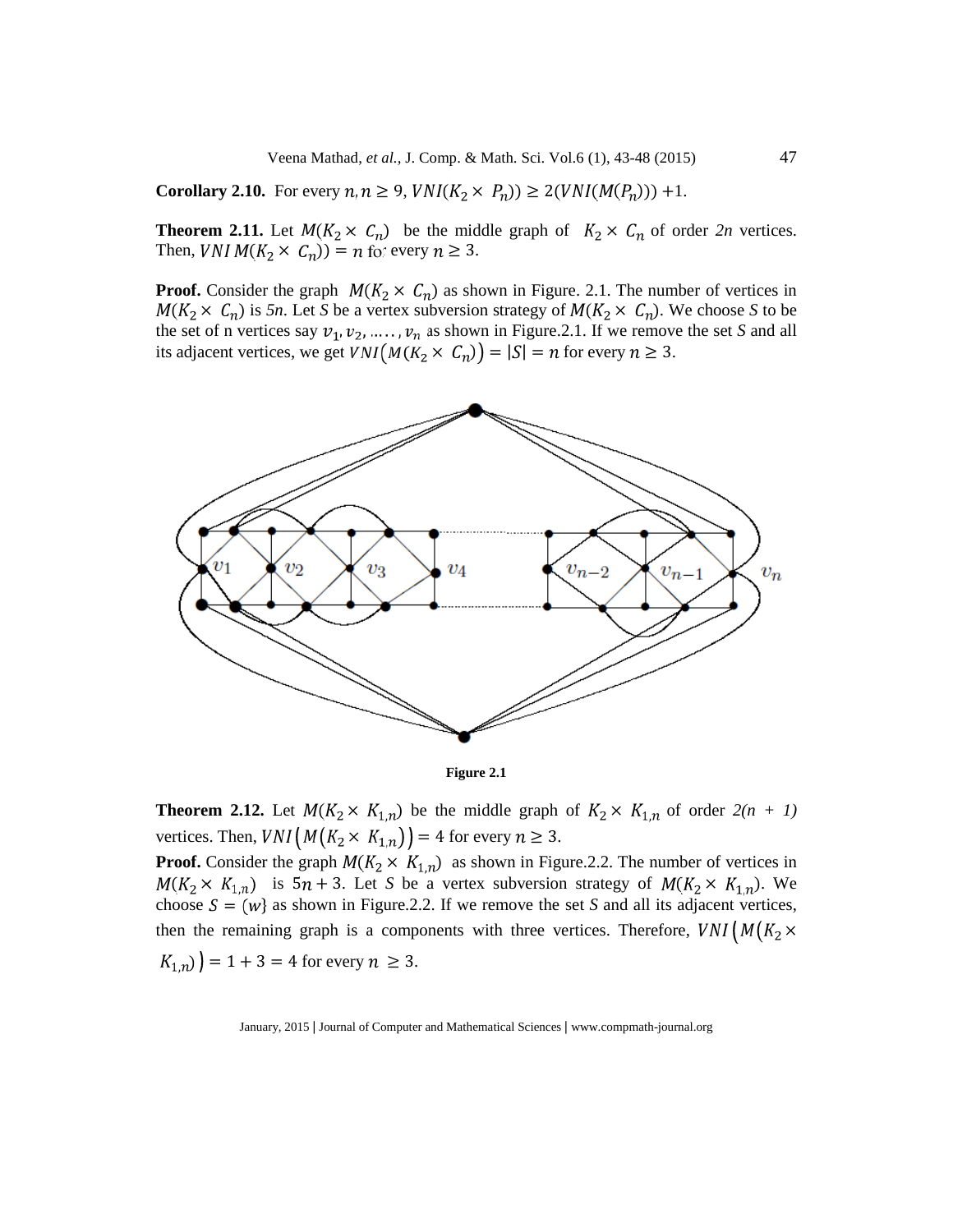**Corollary 2.10.** For every $n, n \geq 9$, $VNI(K_2 \times P_n)) \geq 2(VNI(M(P_n))) + 1$.

**Theorem 2.11.** Let $M(K_2 \times C_n)$ be the middle graph of $K_2 \times C_n$ of order *2n* vertices. Then, $VNI\, M(K_2 \times C_n)) = n$ for every $n \geq 3$.

**Proof.** Consider the graph $M(K_2 \times C_n)$ as shown in Figure. 2.1. The number of vertices in $M(K_2 \times C_n)$ is *5n*. Let *S* be a vertex subversion strategy of $M(K_2 \times C_n)$. We choose *S* to be the set of n vertices say $v_1, v_2, \ldots\ldots, v_n$ as shown in Figure.2.1. If we remove the set *S* and all its adjacent vertices, we get $VNI\big(M(K_2 \times C_n)\big) = |S| = n$ for every $n \geq 3$.

**Figure 2.1**

**Theorem 2.12.** Let $M(K_2 \times K_{1,n})$ be the middle graph of $K_2 \times K_{1,n}$ of order *2(n + 1)* vertices. Then, $VNI\big(M\big(K_2 \times K_{1,n}\big)\big) = 4$ for every $n \geq 3$.

**Proof.** Consider the graph $M(K_2 \times K_{1,n})$ as shown in Figure.2.2. The number of vertices in $M(K_2 \times K_{1,n})$ is $5n + 3$. Let *S* be a vertex subversion strategy of $M(K_2 \times K_{1,n})$. We choose $S = \{w\}$ as shown in Figure.2.2. If we remove the set *S* and all its adjacent vertices, then the remaining graph is a components with three vertices. Therefore, $VNI\big(M\big(K_2 \times K_{1,n}\big)\big) = 1 + 3 = 4$ for every $n \geq 3$.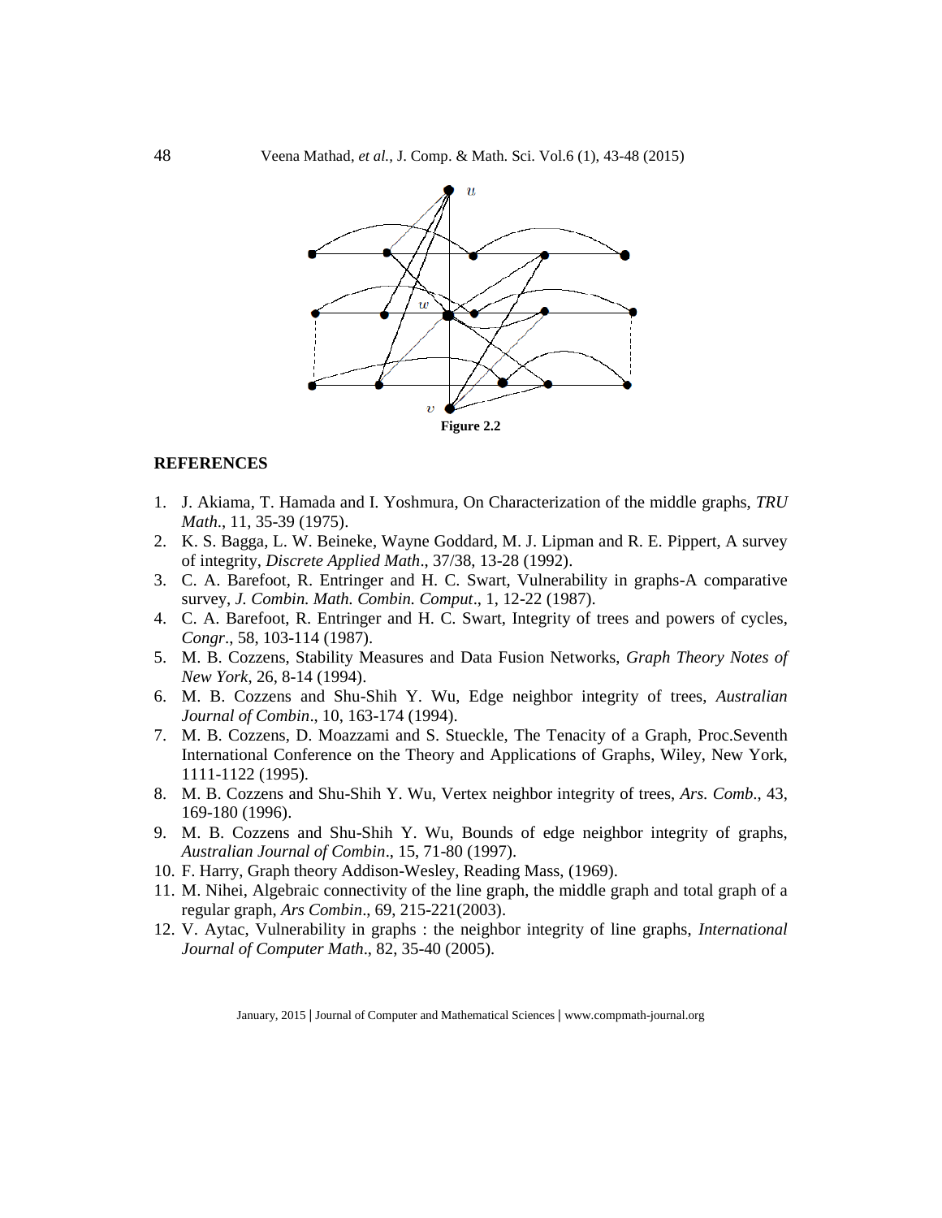$u$

$w$

$v$

**Figure 2.2**

## REFERENCES

1. J. Akiama, T. Hamada and I. Yoshmura, On Characterization of the middle graphs, *TRU Math*., 11, 35-39 (1975).
2. K. S. Bagga, L. W. Beineke, Wayne Goddard, M. J. Lipman and R. E. Pippert, A survey of integrity, *Discrete Applied Math*., 37/38, 13-28 (1992).
3. C. A. Barefoot, R. Entringer and H. C. Swart, Vulnerability in graphs-A comparative survey, *J. Combin. Math. Combin. Comput*., 1, 12-22 (1987).
4. C. A. Barefoot, R. Entringer and H. C. Swart, Integrity of trees and powers of cycles, *Congr*., 58, 103-114 (1987).
5. M. B. Cozzens, Stability Measures and Data Fusion Networks, *Graph Theory Notes of New York*, 26, 8-14 (1994).
6. M. B. Cozzens and Shu-Shih Y. Wu, Edge neighbor integrity of trees, *Australian Journal of Combin*., 10, 163-174 (1994).
7. M. B. Cozzens, D. Moazzami and S. Stueckle, The Tenacity of a Graph, Proc.Seventh International Conference on the Theory and Applications of Graphs, Wiley, New York, 1111-1122 (1995).
8. M. B. Cozzens and Shu-Shih Y. Wu, Vertex neighbor integrity of trees, *Ars. Comb*., 43, 169-180 (1996).
9. M. B. Cozzens and Shu-Shih Y. Wu, Bounds of edge neighbor integrity of graphs, *Australian Journal of Combin*., 15, 71-80 (1997).
10. F. Harry, Graph theory Addison-Wesley, Reading Mass, (1969).
11. M. Nihei, Algebraic connectivity of the line graph, the middle graph and total graph of a regular graph, *Ars Combin*., 69, 215-221(2003).
12. V. Aytac, Vulnerability in graphs : the neighbor integrity of line graphs, *International Journal of Computer Math*., 82, 35-40 (2005).